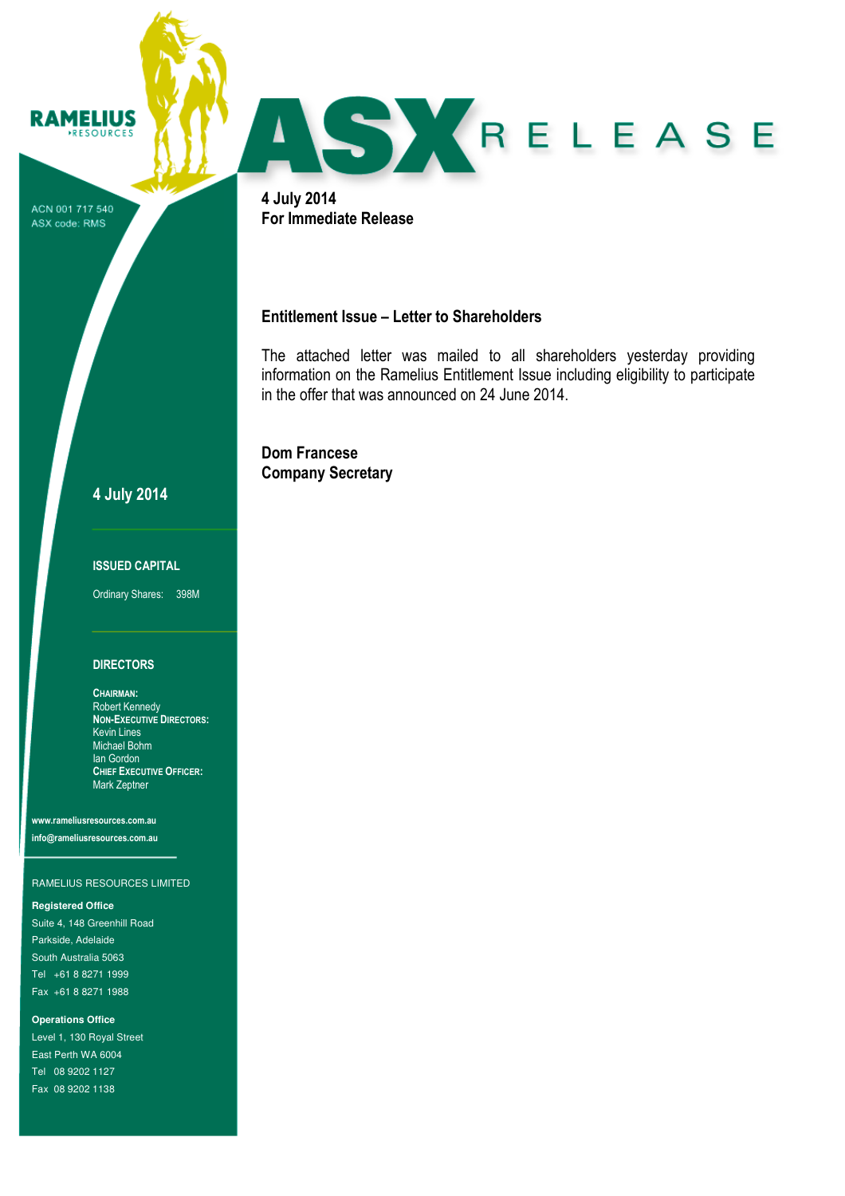RAMELIUS RESOURCES

ACN 001 717 540
ASX code: RMS

# ASX RELEASE

**4 July 2014**
**For Immediate Release**

## Entitlement Issue – Letter to Shareholders

The attached letter was mailed to all shareholders yesterday providing information on the Ramelius Entitlement Issue including eligibility to participate in the offer that was announced on 24 June 2014.

**Dom Francese**
**Company Secretary**

---

**4 July 2014**

**ISSUED CAPITAL**

Ordinary Shares: 398M

**DIRECTORS**

**CHAIRMAN:**
Robert Kennedy
**NON-EXECUTIVE DIRECTORS:**
Kevin Lines
Michael Bohm
Ian Gordon
**CHIEF EXECUTIVE OFFICER:**
Mark Zeptner

**www.rameliusresources.com.au**
**info@rameliusresources.com.au**

RAMELIUS RESOURCES LIMITED

**Registered Office**
Suite 4, 148 Greenhill Road
Parkside, Adelaide
South Australia 5063
Tel +61 8 8271 1999
Fax +61 8 8271 1988

**Operations Office**
Level 1, 130 Royal Street
East Perth WA 6004
Tel 08 9202 1127
Fax 08 9202 1138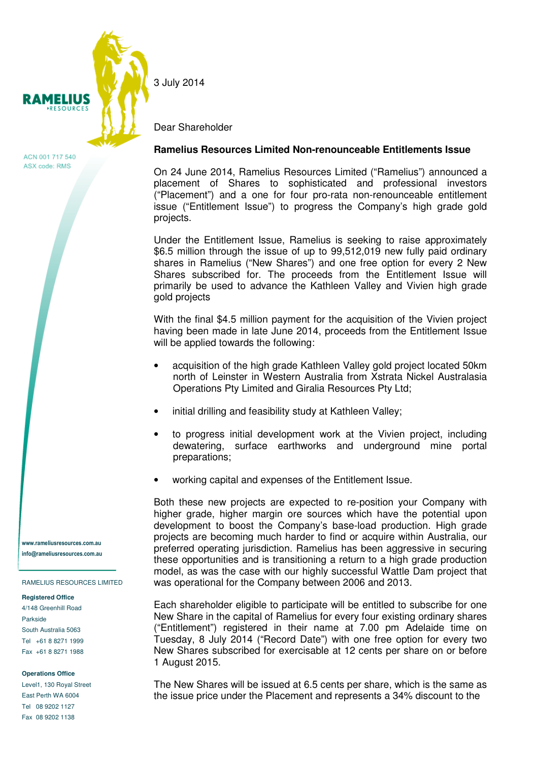3 July 2014

Dear Shareholder

**Ramelius Resources Limited Non-renounceable Entitlements Issue**

On 24 June 2014, Ramelius Resources Limited ("Ramelius") announced a placement of Shares to sophisticated and professional investors ("Placement") and a one for four pro-rata non-renounceable entitlement issue ("Entitlement Issue") to progress the Company's high grade gold projects.

Under the Entitlement Issue, Ramelius is seeking to raise approximately $6.5 million through the issue of up to 99,512,019 new fully paid ordinary shares in Ramelius ("New Shares") and one free option for every 2 New Shares subscribed for. The proceeds from the Entitlement Issue will primarily be used to advance the Kathleen Valley and Vivien high grade gold projects

With the final $4.5 million payment for the acquisition of the Vivien project having been made in late June 2014, proceeds from the Entitlement Issue will be applied towards the following:

- acquisition of the high grade Kathleen Valley gold project located 50km north of Leinster in Western Australia from Xstrata Nickel Australasia Operations Pty Limited and Giralia Resources Pty Ltd;
- initial drilling and feasibility study at Kathleen Valley;
- to progress initial development work at the Vivien project, including dewatering, surface earthworks and underground mine portal preparations;
- working capital and expenses of the Entitlement Issue.

Both these new projects are expected to re-position your Company with higher grade, higher margin ore sources which have the potential upon development to boost the Company's base-load production. High grade projects are becoming much harder to find or acquire within Australia, our preferred operating jurisdiction. Ramelius has been aggressive in securing these opportunities and is transitioning a return to a high grade production model, as was the case with our highly successful Wattle Dam project that was operational for the Company between 2006 and 2013.

Each shareholder eligible to participate will be entitled to subscribe for one New Share in the capital of Ramelius for every four existing ordinary shares ("Entitlement") registered in their name at 7.00 pm Adelaide time on Tuesday, 8 July 2014 ("Record Date") with one free option for every two New Shares subscribed for exercisable at 12 cents per share on or before 1 August 2015.

The New Shares will be issued at 6.5 cents per share, which is the same as the issue price under the Placement and represents a 34% discount to the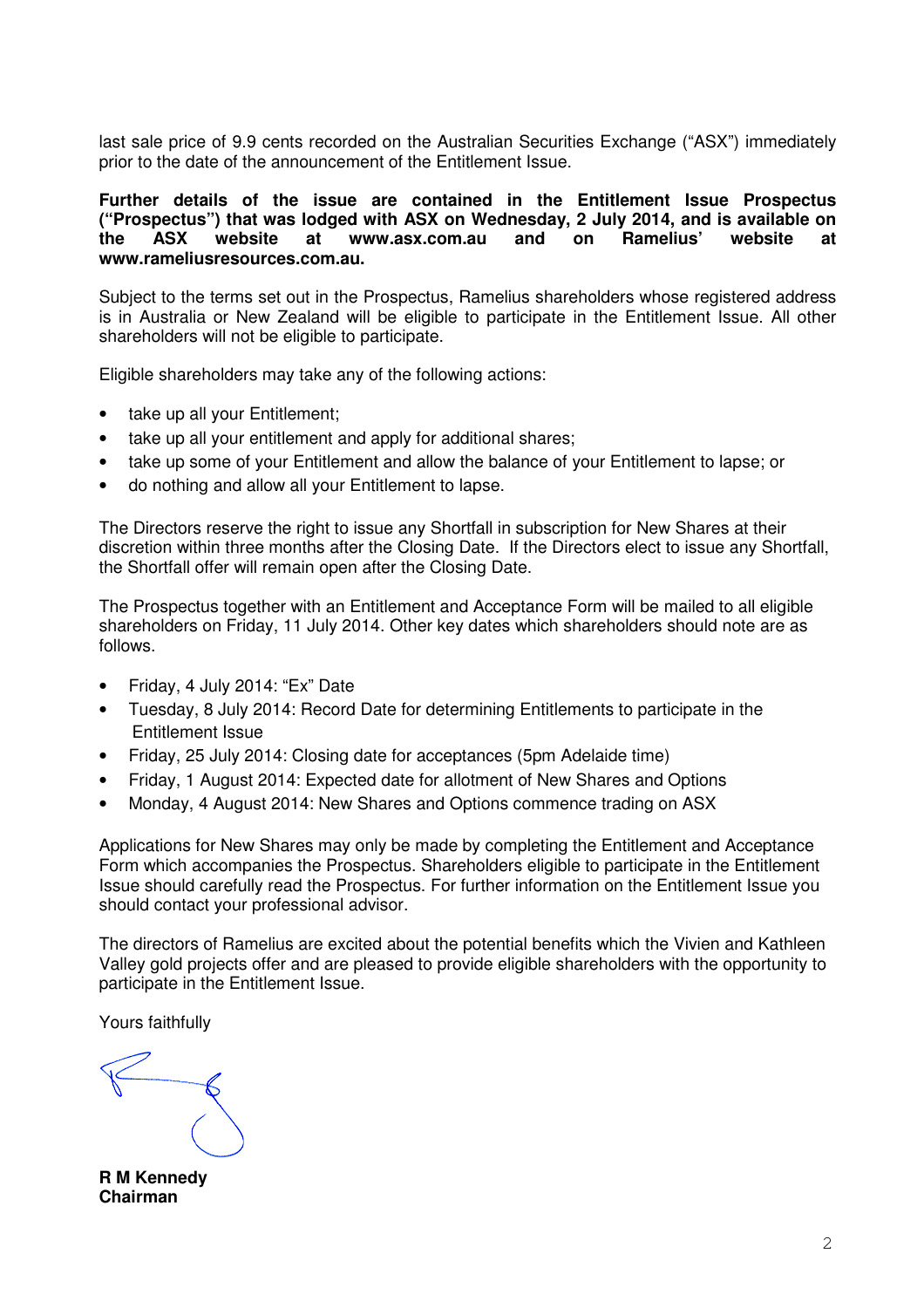last sale price of 9.9 cents recorded on the Australian Securities Exchange ("ASX") immediately prior to the date of the announcement of the Entitlement Issue.

**Further details of the issue are contained in the Entitlement Issue Prospectus ("Prospectus") that was lodged with ASX on Wednesday, 2 July 2014, and is available on the ASX website at www.asx.com.au and on Ramelius' website at www.rameliusresources.com.au.**

Subject to the terms set out in the Prospectus, Ramelius shareholders whose registered address is in Australia or New Zealand will be eligible to participate in the Entitlement Issue. All other shareholders will not be eligible to participate.

Eligible shareholders may take any of the following actions:

- take up all your Entitlement;
- take up all your entitlement and apply for additional shares;
- take up some of your Entitlement and allow the balance of your Entitlement to lapse; or
- do nothing and allow all your Entitlement to lapse.

The Directors reserve the right to issue any Shortfall in subscription for New Shares at their discretion within three months after the Closing Date. If the Directors elect to issue any Shortfall, the Shortfall offer will remain open after the Closing Date.

The Prospectus together with an Entitlement and Acceptance Form will be mailed to all eligible shareholders on Friday, 11 July 2014. Other key dates which shareholders should note are as follows.

- Friday, 4 July 2014: "Ex" Date
- Tuesday, 8 July 2014: Record Date for determining Entitlements to participate in the Entitlement Issue
- Friday, 25 July 2014: Closing date for acceptances (5pm Adelaide time)
- Friday, 1 August 2014: Expected date for allotment of New Shares and Options
- Monday, 4 August 2014: New Shares and Options commence trading on ASX

Applications for New Shares may only be made by completing the Entitlement and Acceptance Form which accompanies the Prospectus. Shareholders eligible to participate in the Entitlement Issue should carefully read the Prospectus. For further information on the Entitlement Issue you should contact your professional advisor.

The directors of Ramelius are excited about the potential benefits which the Vivien and Kathleen Valley gold projects offer and are pleased to provide eligible shareholders with the opportunity to participate in the Entitlement Issue.

Yours faithfully

**R M Kennedy**
**Chairman**